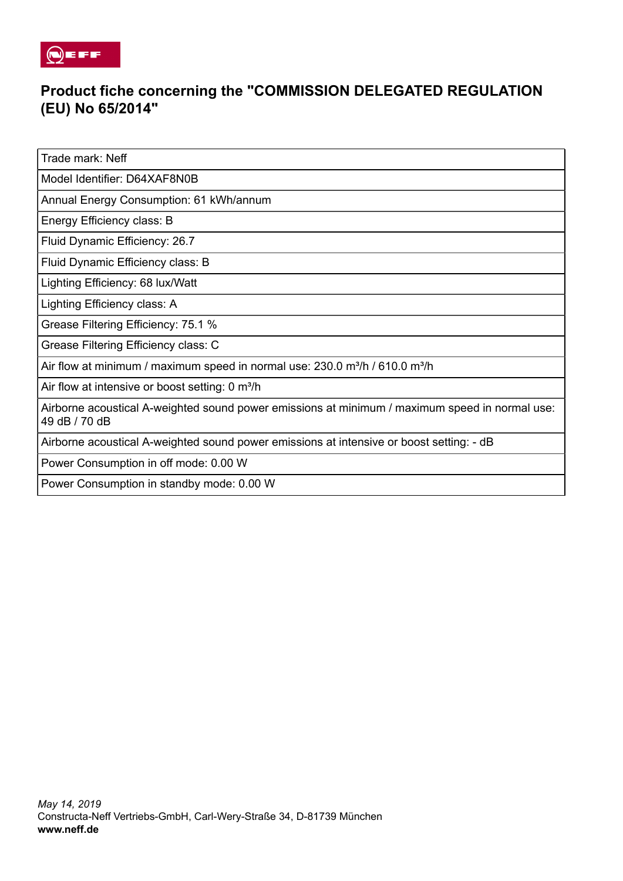# Product fiche concerning the "COMMISSION DELEGATED REGULATION (EU) No 65/2014"

| Trade mark: Neff |
|---|
| Model Identifier: D64XAF8N0B |
| Annual Energy Consumption: 61 kWh/annum |
| Energy Efficiency class: B |
| Fluid Dynamic Efficiency: 26.7 |
| Fluid Dynamic Efficiency class: B |
| Lighting Efficiency: 68 lux/Watt |
| Lighting Efficiency class: A |
| Grease Filtering Efficiency: 75.1 % |
| Grease Filtering Efficiency class: C |
| Air flow at minimum / maximum speed in normal use: 230.0 m³/h / 610.0 m³/h |
| Air flow at intensive or boost setting: 0 m³/h |
| Airborne acoustical A-weighted sound power emissions at minimum / maximum speed in normal use: 49 dB / 70 dB |
| Airborne acoustical A-weighted sound power emissions at intensive or boost setting: - dB |
| Power Consumption in off mode: 0.00 W |
| Power Consumption in standby mode: 0.00 W |

*May 14, 2019*
Constructa-Neff Vertriebs-GmbH, Carl-Wery-Straße 34, D-81739 München
**www.neff.de**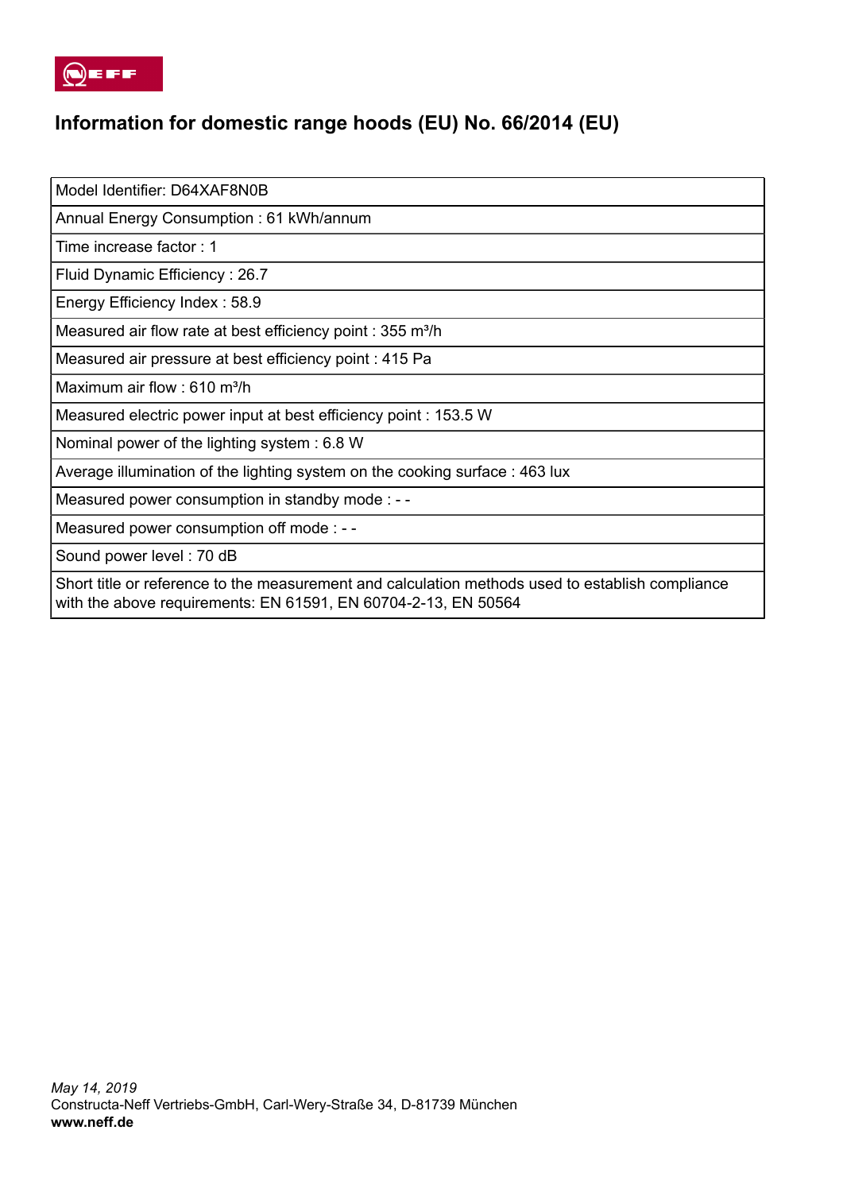# Information for domestic range hoods (EU) No. 66/2014 (EU)

| |
|---|
| Model Identifier: D64XAF8N0B |
| Annual Energy Consumption : 61 kWh/annum |
| Time increase factor : 1 |
| Fluid Dynamic Efficiency : 26.7 |
| Energy Efficiency Index : 58.9 |
| Measured air flow rate at best efficiency point : 355 m³/h |
| Measured air pressure at best efficiency point : 415 Pa |
| Maximum air flow : 610 m³/h |
| Measured electric power input at best efficiency point : 153.5 W |
| Nominal power of the lighting system : 6.8 W |
| Average illumination of the lighting system on the cooking surface : 463 lux |
| Measured power consumption in standby mode : - - |
| Measured power consumption off mode : - - |
| Sound power level : 70 dB |
| Short title or reference to the measurement and calculation methods used to establish compliance with the above requirements: EN 61591, EN 60704-2-13, EN 50564 |

*May 14, 2019*
Constructa-Neff Vertriebs-GmbH, Carl-Wery-Straße 34, D-81739 München
**www.neff.de**